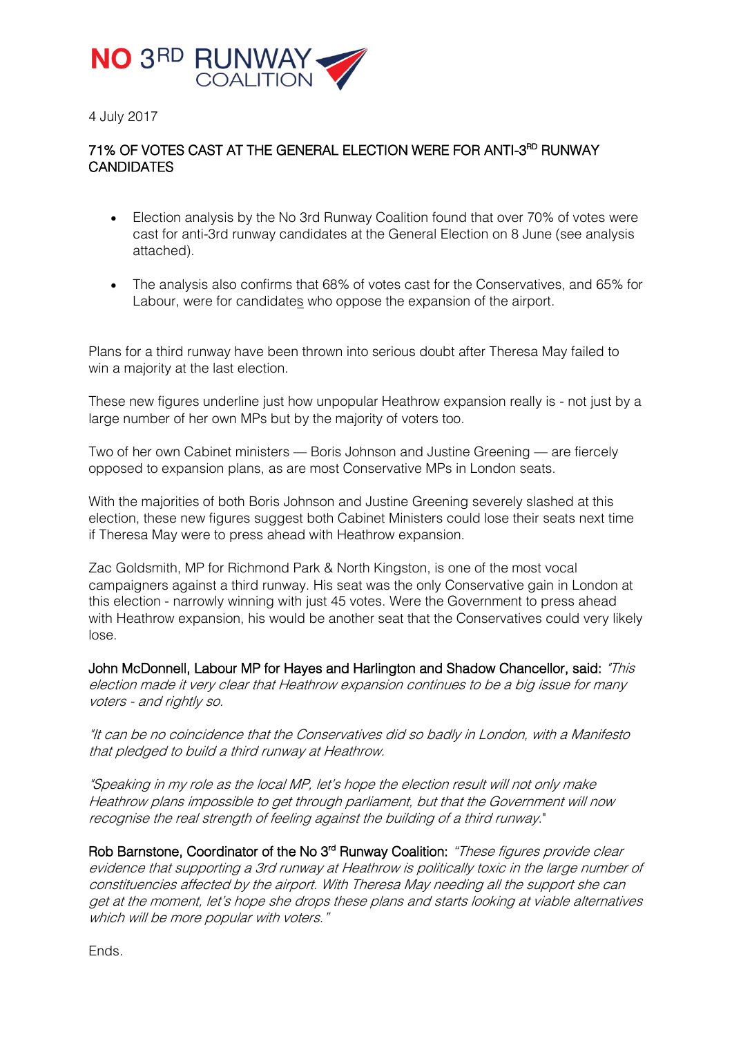# NO 3RD RUNWAY COALITION

4 July 2017

## 71% OF VOTES CAST AT THE GENERAL ELECTION WERE FOR ANTI-3RD RUNWAY CANDIDATES

- Election analysis by the No 3rd Runway Coalition found that over 70% of votes were cast for anti-3rd runway candidates at the General Election on 8 June (see analysis attached).
- The analysis also confirms that 68% of votes cast for the Conservatives, and 65% for Labour, were for candidates who oppose the expansion of the airport.

Plans for a third runway have been thrown into serious doubt after Theresa May failed to win a majority at the last election.

These new figures underline just how unpopular Heathrow expansion really is - not just by a large number of her own MPs but by the majority of voters too.

Two of her own Cabinet ministers — Boris Johnson and Justine Greening — are fiercely opposed to expansion plans, as are most Conservative MPs in London seats.

With the majorities of both Boris Johnson and Justine Greening severely slashed at this election, these new figures suggest both Cabinet Ministers could lose their seats next time if Theresa May were to press ahead with Heathrow expansion.

Zac Goldsmith, MP for Richmond Park & North Kingston, is one of the most vocal campaigners against a third runway. His seat was the only Conservative gain in London at this election - narrowly winning with just 45 votes. Were the Government to press ahead with Heathrow expansion, his would be another seat that the Conservatives could very likely lose.

John McDonnell, Labour MP for Hayes and Harlington and Shadow Chancellor, said: *"This election made it very clear that Heathrow expansion continues to be a big issue for many voters - and rightly so.*

*"It can be no coincidence that the Conservatives did so badly in London, with a Manifesto that pledged to build a third runway at Heathrow.*

*"Speaking in my role as the local MP, let's hope the election result will not only make Heathrow plans impossible to get through parliament, but that the Government will now recognise the real strength of feeling against the building of a third runway."*

Rob Barnstone, Coordinator of the No 3rd Runway Coalition: *"These figures provide clear evidence that supporting a 3rd runway at Heathrow is politically toxic in the large number of constituencies affected by the airport. With Theresa May needing all the support she can get at the moment, let's hope she drops these plans and starts looking at viable alternatives which will be more popular with voters."*

Ends.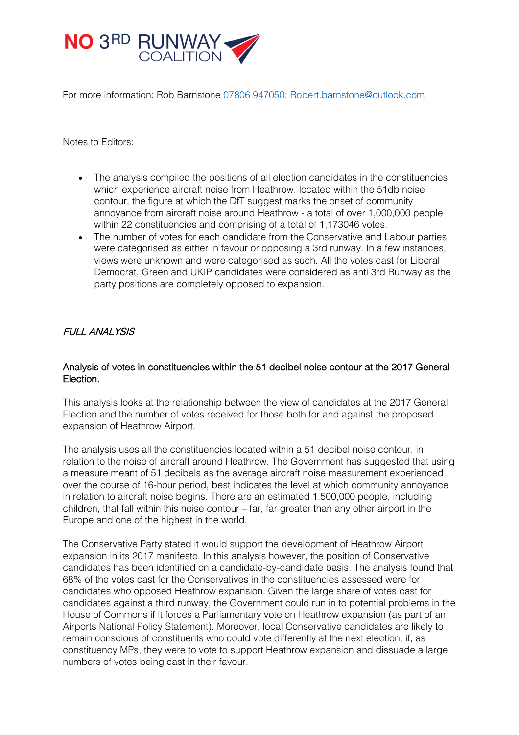**NO 3RD RUNWAY COALITION**

For more information: Rob Barnstone [07806 947050](tel:07806947050); [Robert.barnstone@outlook.com](mailto:Robert.barnstone@outlook.com)

Notes to Editors:

- The analysis compiled the positions of all election candidates in the constituencies which experience aircraft noise from Heathrow, located within the 51db noise contour, the figure at which the DfT suggest marks the onset of community annoyance from aircraft noise around Heathrow - a total of over 1,000,000 people within 22 constituencies and comprising of a total of 1,173046 votes.
- The number of votes for each candidate from the Conservative and Labour parties were categorised as either in favour or opposing a 3rd runway. In a few instances, views were unknown and were categorised as such. All the votes cast for Liberal Democrat, Green and UKIP candidates were considered as anti 3rd Runway as the party positions are completely opposed to expansion.

*FULL ANALYSIS*

### Analysis of votes in constituencies within the 51 decibel noise contour at the 2017 General Election.

This analysis looks at the relationship between the view of candidates at the 2017 General Election and the number of votes received for those both for and against the proposed expansion of Heathrow Airport.

The analysis uses all the constituencies located within a 51 decibel noise contour, in relation to the noise of aircraft around Heathrow. The Government has suggested that using a measure meant of 51 decibels as the average aircraft noise measurement experienced over the course of 16-hour period, best indicates the level at which community annoyance in relation to aircraft noise begins. There are an estimated 1,500,000 people, including children, that fall within this noise contour – far, far greater than any other airport in the Europe and one of the highest in the world.

The Conservative Party stated it would support the development of Heathrow Airport expansion in its 2017 manifesto. In this analysis however, the position of Conservative candidates has been identified on a candidate-by-candidate basis. The analysis found that 68% of the votes cast for the Conservatives in the constituencies assessed were for candidates who opposed Heathrow expansion. Given the large share of votes cast for candidates against a third runway, the Government could run in to potential problems in the House of Commons if it forces a Parliamentary vote on Heathrow expansion (as part of an Airports National Policy Statement). Moreover, local Conservative candidates are likely to remain conscious of constituents who could vote differently at the next election, if, as constituency MPs, they were to vote to support Heathrow expansion and dissuade a large numbers of votes being cast in their favour.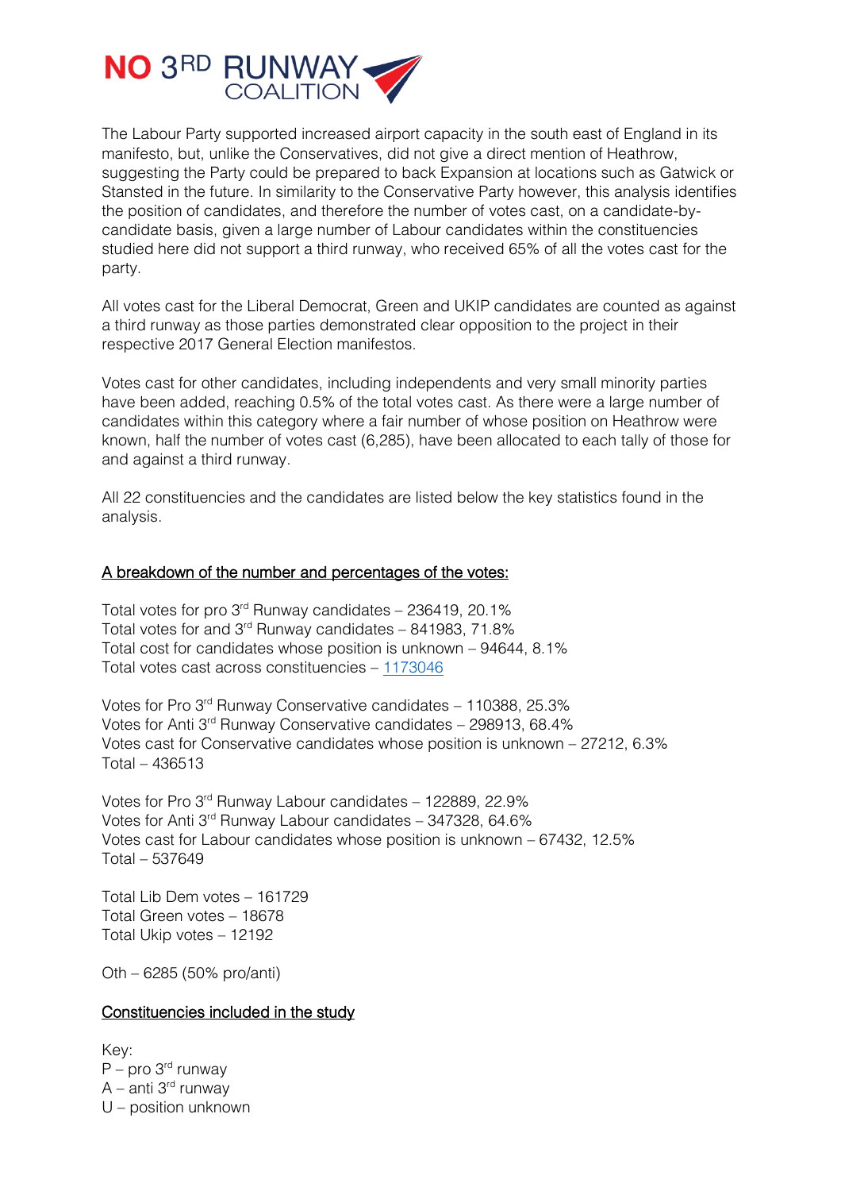NO 3RD RUNWAY COALITION

The Labour Party supported increased airport capacity in the south east of England in its manifesto, but, unlike the Conservatives, did not give a direct mention of Heathrow, suggesting the Party could be prepared to back Expansion at locations such as Gatwick or Stansted in the future. In similarity to the Conservative Party however, this analysis identifies the position of candidates, and therefore the number of votes cast, on a candidate-by-candidate basis, given a large number of Labour candidates within the constituencies studied here did not support a third runway, who received 65% of all the votes cast for the party.

All votes cast for the Liberal Democrat, Green and UKIP candidates are counted as against a third runway as those parties demonstrated clear opposition to the project in their respective 2017 General Election manifestos.

Votes cast for other candidates, including independents and very small minority parties have been added, reaching 0.5% of the total votes cast. As there were a large number of candidates within this category where a fair number of whose position on Heathrow were known, half the number of votes cast (6,285), have been allocated to each tally of those for and against a third runway.

All 22 constituencies and the candidates are listed below the key statistics found in the analysis.

<u>A breakdown of the number and percentages of the votes:</u>

Total votes for pro 3rd Runway candidates – 236419, 20.1%
Total votes for and 3rd Runway candidates – 841983, 71.8%
Total cost for candidates whose position is unknown – 94644, 8.1%
Total votes cast across constituencies – [1173046]()

Votes for Pro 3rd Runway Conservative candidates – 110388, 25.3%
Votes for Anti 3rd Runway Conservative candidates – 298913, 68.4%
Votes cast for Conservative candidates whose position is unknown – 27212, 6.3%
Total – 436513

Votes for Pro 3rd Runway Labour candidates – 122889, 22.9%
Votes for Anti 3rd Runway Labour candidates – 347328, 64.6%
Votes cast for Labour candidates whose position is unknown – 67432, 12.5%
Total – 537649

Total Lib Dem votes – 161729
Total Green votes – 18678
Total Ukip votes – 12192

Oth – 6285 (50% pro/anti)

<u>Constituencies included in the study</u>

Key:
P – pro 3rd runway
A – anti 3rd runway
U – position unknown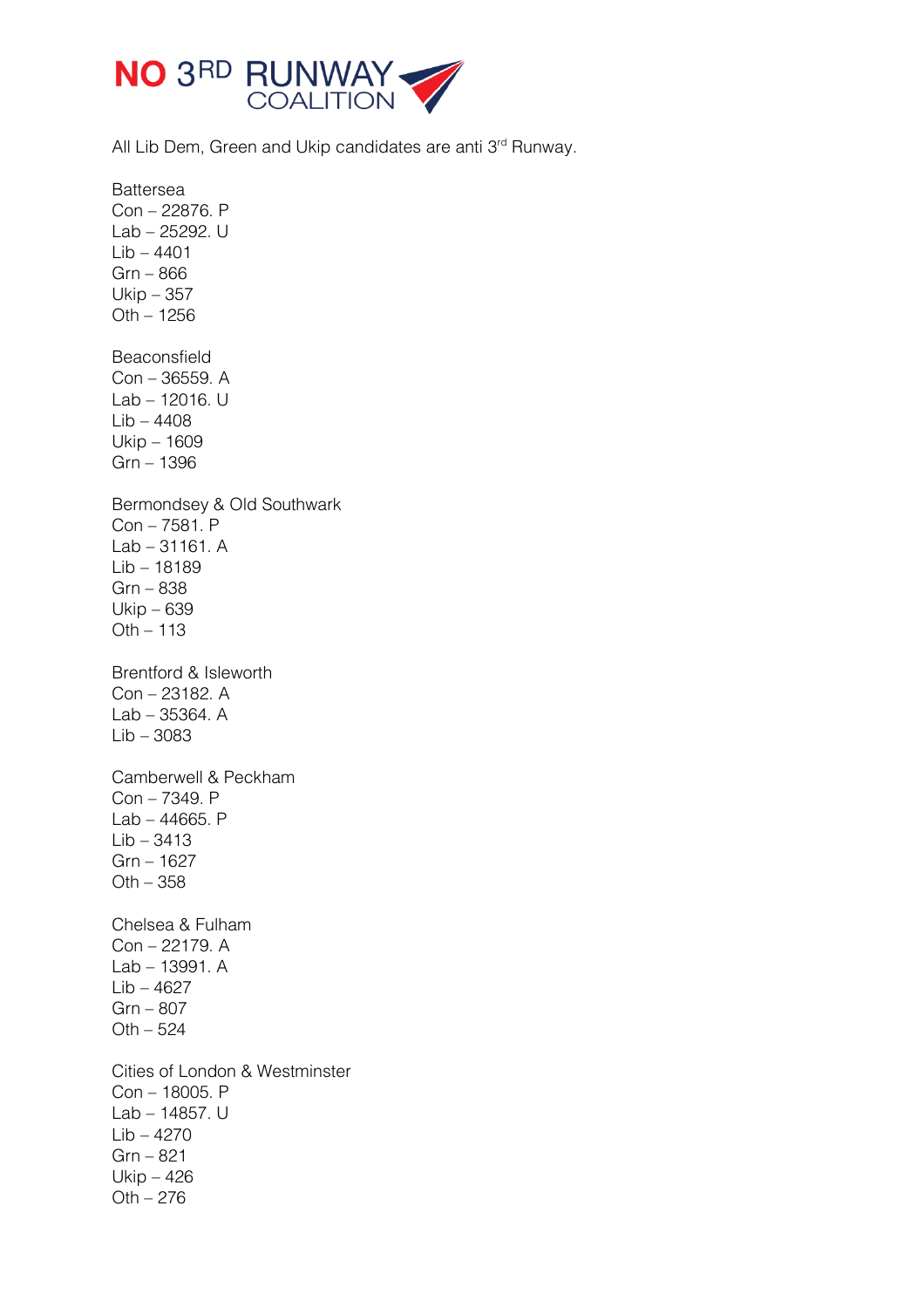NO 3RD RUNWAY COALITION

All Lib Dem, Green and Ukip candidates are anti 3rd Runway.

Battersea
Con – 22876. P
Lab – 25292. U
Lib – 4401
Grn – 866
Ukip – 357
Oth – 1256

Beaconsfield
Con – 36559. A
Lab – 12016. U
Lib – 4408
Ukip – 1609
Grn – 1396

Bermondsey & Old Southwark
Con – 7581. P
Lab – 31161. A
Lib – 18189
Grn – 838
Ukip – 639
Oth – 113

Brentford & Isleworth
Con – 23182. A
Lab – 35364. A
Lib – 3083

Camberwell & Peckham
Con – 7349. P
Lab – 44665. P
Lib – 3413
Grn – 1627
Oth – 358

Chelsea & Fulham
Con – 22179. A
Lab – 13991. A
Lib – 4627
Grn – 807
Oth – 524

Cities of London & Westminster
Con – 18005. P
Lab – 14857. U
Lib – 4270
Grn – 821
Ukip – 426
Oth – 276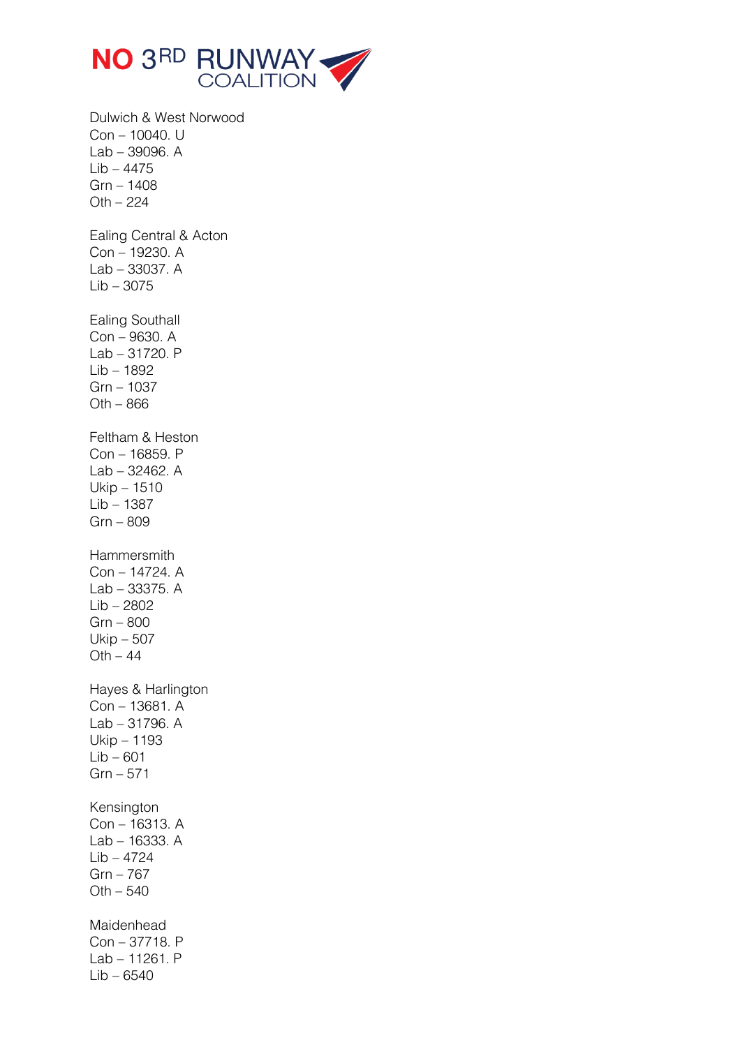NO 3RD RUNWAY COALITION

Dulwich & West Norwood
Con – 10040. U
Lab – 39096. A
Lib – 4475
Grn – 1408
Oth – 224

Ealing Central & Acton
Con – 19230. A
Lab – 33037. A
Lib – 3075

Ealing Southall
Con – 9630. A
Lab – 31720. P
Lib – 1892
Grn – 1037
Oth – 866

Feltham & Heston
Con – 16859. P
Lab – 32462. A
Ukip – 1510
Lib – 1387
Grn – 809

Hammersmith
Con – 14724. A
Lab – 33375. A
Lib – 2802
Grn – 800
Ukip – 507
Oth – 44

Hayes & Harlington
Con – 13681. A
Lab – 31796. A
Ukip – 1193
Lib – 601
Grn – 571

Kensington
Con – 16313. A
Lab – 16333. A
Lib – 4724
Grn – 767
Oth – 540

Maidenhead
Con – 37718. P
Lab – 11261. P
Lib – 6540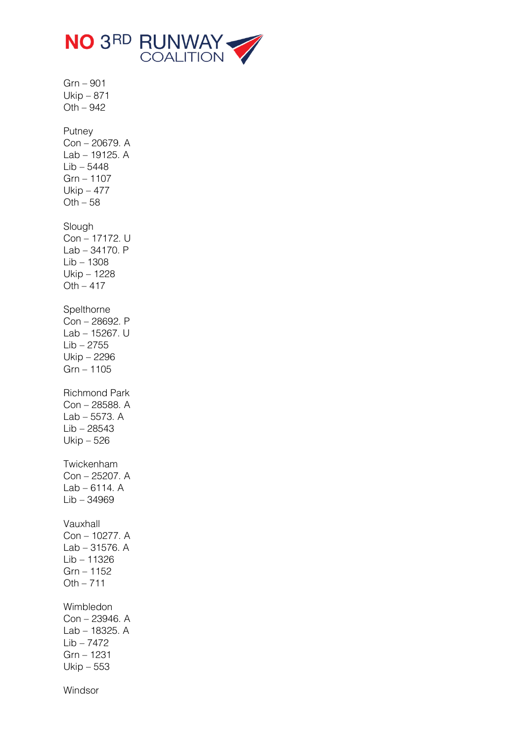Grn – 901
Ukip – 871
Oth – 942

Putney
Con – 20679. A
Lab – 19125. A
Lib – 5448
Grn – 1107
Ukip – 477
Oth – 58

Slough
Con – 17172. U
Lab – 34170. P
Lib – 1308
Ukip – 1228
Oth – 417

Spelthorne
Con – 28692. P
Lab – 15267. U
Lib – 2755
Ukip – 2296
Grn – 1105

Richmond Park
Con – 28588. A
Lab – 5573. A
Lib – 28543
Ukip – 526

Twickenham
Con – 25207. A
Lab – 6114. A
Lib – 34969

Vauxhall
Con – 10277. A
Lab – 31576. A
Lib – 11326
Grn – 1152
Oth – 711

Wimbledon
Con – 23946. A
Lab – 18325. A
Lib – 7472
Grn – 1231
Ukip – 553

Windsor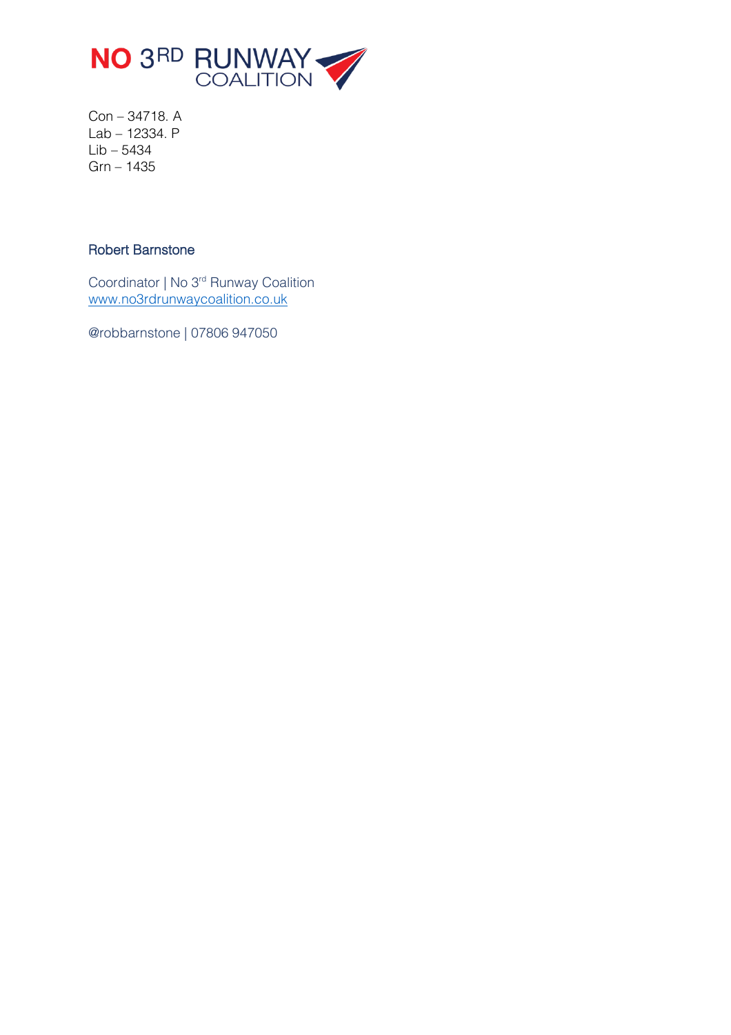NO 3RD RUNWAY COALITION

Con – 34718. A
Lab – 12334. P
Lib – 5434
Grn – 1435

Robert Barnstone

Coordinator | No 3rd Runway Coalition
www.no3rdrunwaycoalition.co.uk

@robbarnstone | 07806 947050